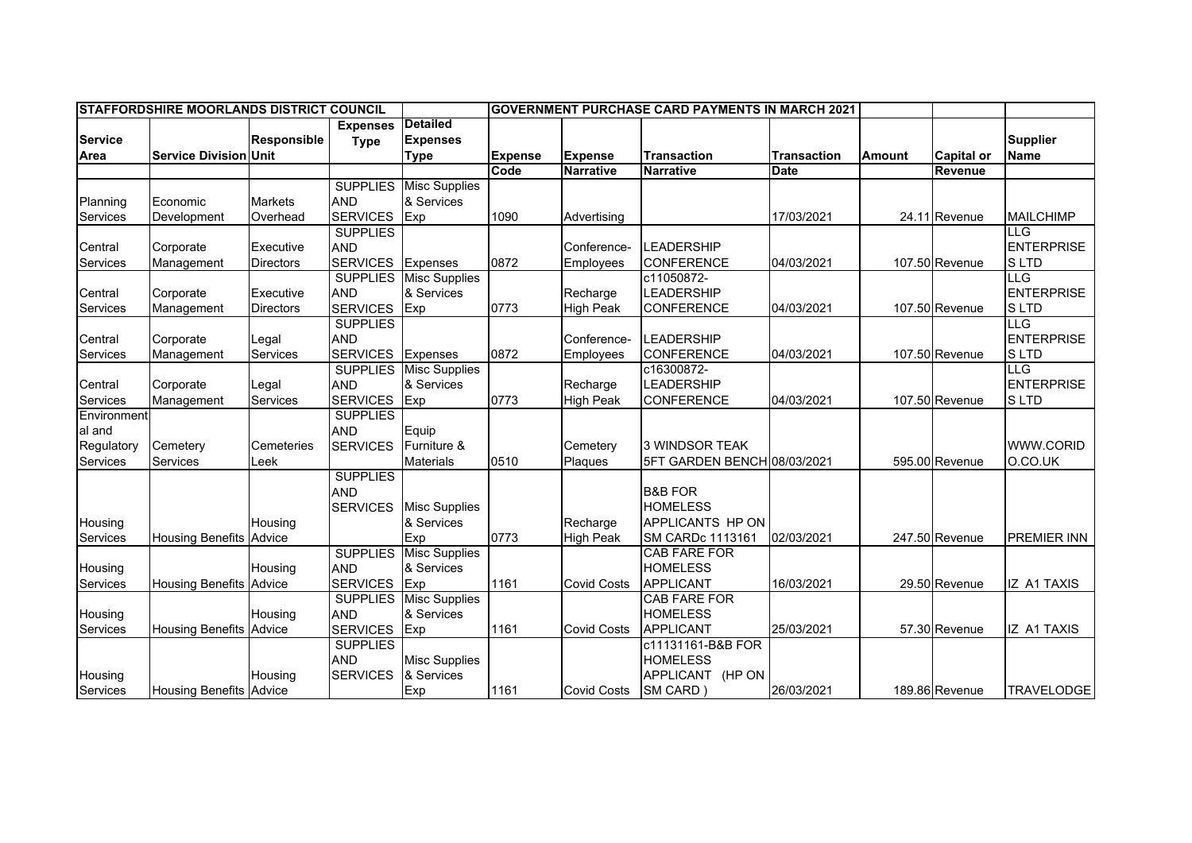| STAFFORDSHIRE MOORLANDS DISTRICT COUNCIL | | | | | GOVERNMENT PURCHASE CARD PAYMENTS IN MARCH 2021 | | | | | | |
|---|---|---|---|---|---|---|---|---|---|---|---|
| Service Area | Service Division | Responsible Unit | Expenses Type | Detailed Expenses Type | Expense Code | Expense Narrative | Transaction Narrative | Transaction Date | Amount | Capital or Revenue | Supplier Name |
| Planning Services | Economic Development | Markets Overhead | SUPPLIES AND SERVICES | Misc Supplies & Services Exp | 1090 | Advertising | | 17/03/2021 | 24.11 | Revenue | MAILCHIMP |
| Central Services | Corporate Management | Executive Directors | SUPPLIES AND SERVICES | Expenses | 0872 | Conference-Employees | LEADERSHIP CONFERENCE | 04/03/2021 | 107.50 | Revenue | LLG ENTERPRISE S LTD |
| Central Services | Corporate Management | Executive Directors | SUPPLIES AND SERVICES | Misc Supplies & Services Exp | 0773 | Recharge High Peak | c11050872-LEADERSHIP CONFERENCE | 04/03/2021 | 107.50 | Revenue | LLG ENTERPRISE S LTD |
| Central Services | Corporate Management | Legal Services | SUPPLIES AND SERVICES | Expenses | 0872 | Conference-Employees | LEADERSHIP CONFERENCE | 04/03/2021 | 107.50 | Revenue | LLG ENTERPRISE S LTD |
| Central Services | Corporate Management | Legal Services | SUPPLIES AND SERVICES | Misc Supplies & Services Exp | 0773 | Recharge High Peak | c16300872-LEADERSHIP CONFERENCE | 04/03/2021 | 107.50 | Revenue | LLG ENTERPRISE S LTD |
| Environmental and Regulatory Services | Cemetery Services | Cemeteries Leek | SUPPLIES AND SERVICES | Equip Furniture & Materials | 0510 | Cemetery Plaques | 3 WINDSOR TEAK 5FT GARDEN BENCH | 08/03/2021 | 595.00 | Revenue | WWW.CORIDO.CO.UK |
| Housing Services | Housing Benefits | Housing Advice | SUPPLIES AND SERVICES | Misc Supplies & Services Exp | 0773 | Recharge High Peak | B&B FOR HOMELESS APPLICANTS HP ON SM CARDc 1113161 | 02/03/2021 | 247.50 | Revenue | PREMIER INN |
| Housing Services | Housing Benefits | Housing Advice | SUPPLIES AND SERVICES | Misc Supplies & Services Exp | 1161 | Covid Costs | CAB FARE FOR HOMELESS APPLICANT | 16/03/2021 | 29.50 | Revenue | IZ A1 TAXIS |
| Housing Services | Housing Benefits | Housing Advice | SUPPLIES AND SERVICES | Misc Supplies & Services Exp | 1161 | Covid Costs | CAB FARE FOR HOMELESS APPLICANT | 25/03/2021 | 57.30 | Revenue | IZ A1 TAXIS |
| Housing Services | Housing Benefits | Housing Advice | SUPPLIES AND SERVICES | Misc Supplies & Services Exp | 1161 | Covid Costs | c11131161-B&B FOR HOMELESS APPLICANT (HP ON SM CARD ) | 26/03/2021 | 189.86 | Revenue | TRAVELODGE |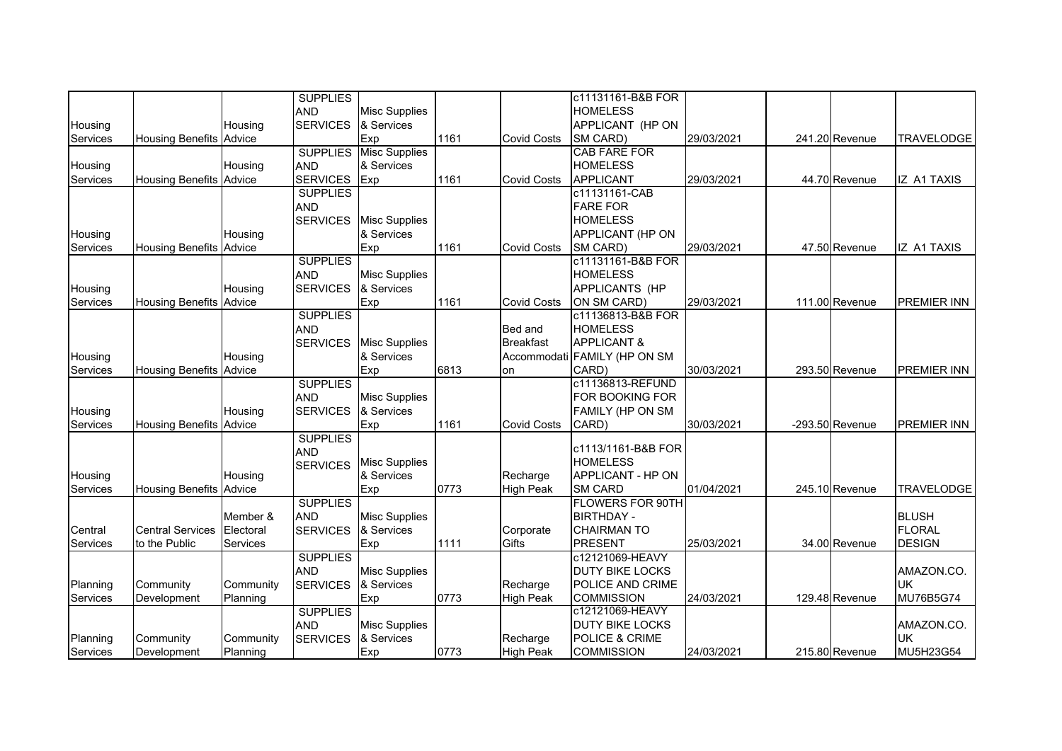| | | | | | | | | | | | |
|---|---|---|---|---|---|---|---|---|---|---|---|
| Housing Services | Housing Benefits | Housing Advice | SUPPLIES AND SERVICES | Misc Supplies & Services Exp | 1161 | Covid Costs | c11131161-B&B FOR HOMELESS APPLICANT (HP ON SM CARD) | 29/03/2021 | 241.20 | Revenue | TRAVELODGE |
| Housing Services | Housing Benefits | Housing Advice | SUPPLIES AND SERVICES | Misc Supplies & Services Exp | 1161 | Covid Costs | CAB FARE FOR HOMELESS APPLICANT | 29/03/2021 | 44.70 | Revenue | IZ A1 TAXIS |
| Housing Services | Housing Benefits | Housing Advice | SUPPLIES AND SERVICES | Misc Supplies & Services Exp | 1161 | Covid Costs | c11131161-CAB FARE FOR HOMELESS APPLICANT (HP ON SM CARD) | 29/03/2021 | 47.50 | Revenue | IZ A1 TAXIS |
| Housing Services | Housing Benefits | Housing Advice | SUPPLIES AND SERVICES | Misc Supplies & Services Exp | 1161 | Covid Costs | c11131161-B&B FOR HOMELESS APPLICANTS (HP ON SM CARD) | 29/03/2021 | 111.00 | Revenue | PREMIER INN |
| Housing Services | Housing Benefits | Housing Advice | SUPPLIES AND SERVICES | Misc Supplies & Services Exp | 6813 | Bed and Breakfast Accommodation | c11136813-B&B FOR HOMELESS APPLICANT & FAMILY (HP ON SM CARD) | 30/03/2021 | 293.50 | Revenue | PREMIER INN |
| Housing Services | Housing Benefits | Housing Advice | SUPPLIES AND SERVICES | Misc Supplies & Services Exp | 1161 | Covid Costs | c11136813-REFUND FOR BOOKING FOR FAMILY (HP ON SM CARD) | 30/03/2021 | -293.50 | Revenue | PREMIER INN |
| Housing Services | Housing Benefits | Housing Advice | SUPPLIES AND SERVICES | Misc Supplies & Services Exp | 0773 | Recharge High Peak | c1113/1161-B&B FOR HOMELESS APPLICANT - HP ON SM CARD | 01/04/2021 | 245.10 | Revenue | TRAVELODGE |
| Central Services | Central Services to the Public | Member & Electoral Services | SUPPLIES AND SERVICES | Misc Supplies & Services Exp | 1111 | Corporate Gifts | FLOWERS FOR 90TH BIRTHDAY - CHAIRMAN TO PRESENT | 25/03/2021 | 34.00 | Revenue | BLUSH FLORAL DESIGN |
| Planning Services | Community Development | Community Planning | SUPPLIES AND SERVICES | Misc Supplies & Services Exp | 0773 | Recharge High Peak | c12121069-HEAVY DUTY BIKE LOCKS POLICE AND CRIME COMMISSION | 24/03/2021 | 129.48 | Revenue | AMAZON.CO.UK MU76B5G74 |
| Planning Services | Community Development | Community Planning | SUPPLIES AND SERVICES | Misc Supplies & Services Exp | 0773 | Recharge High Peak | c12121069-HEAVY DUTY BIKE LOCKS POLICE & CRIME COMMISSION | 24/03/2021 | 215.80 | Revenue | AMAZON.CO.UK MU5H23G54 |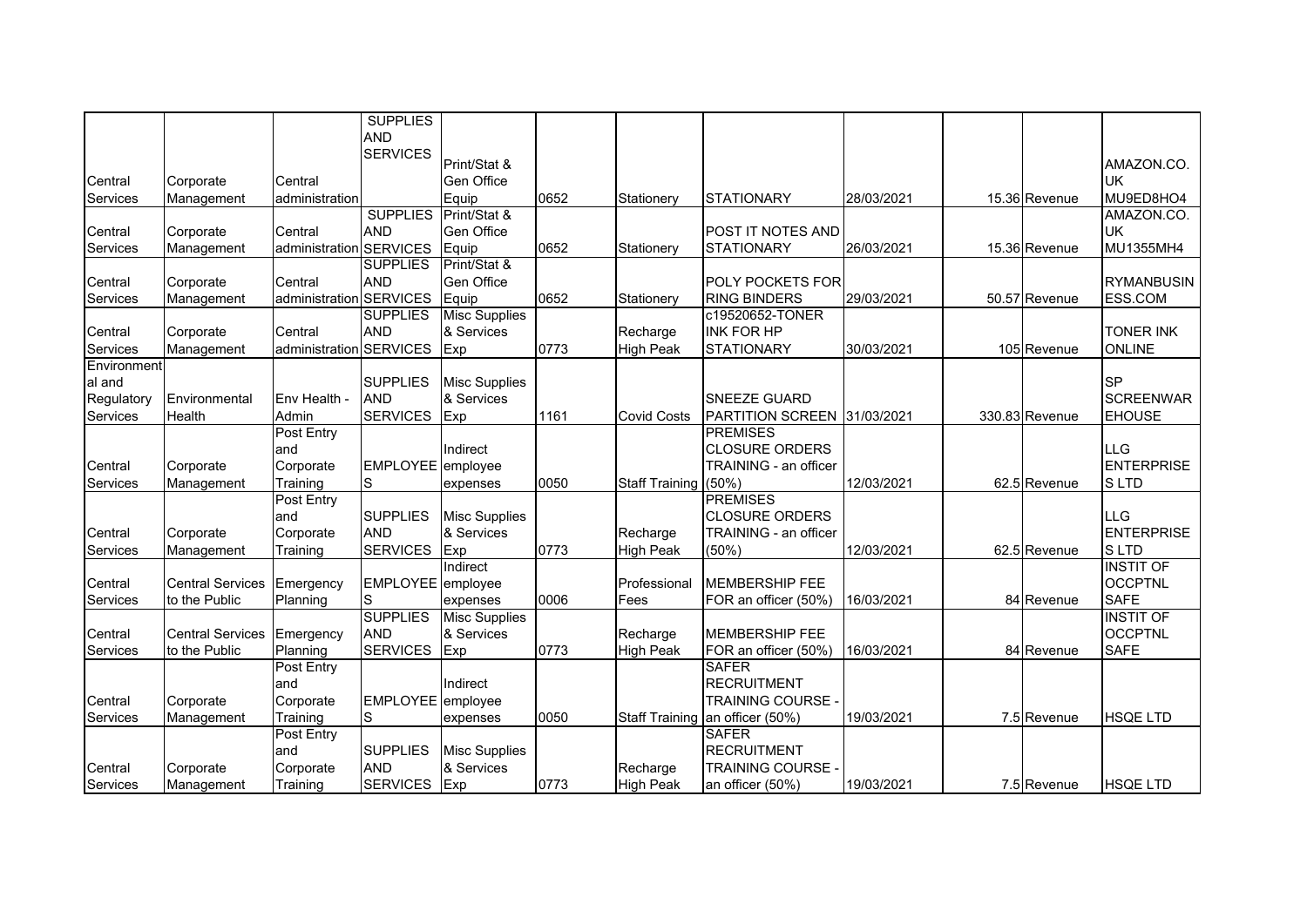| | | | | | | | | | | | |
|---|---|---|---|---|---|---|---|---|---|---|---|
| Central Services | Corporate Management | Central administration | SUPPLIES AND SERVICES | Print/Stat & Gen Office Equip | 0652 | Stationery | STATIONARY | 28/03/2021 | 15.36 | Revenue | AMAZON.CO.UK MU9ED8HO4 |
| Central Services | Corporate Management | Central administration | SUPPLIES AND SERVICES | Print/Stat & Gen Office Equip | 0652 | Stationery | POST IT NOTES AND STATIONARY | 26/03/2021 | 15.36 | Revenue | AMAZON.CO.UK MU1355MH4 |
| Central Services | Corporate Management | Central administration | SUPPLIES AND SERVICES | Print/Stat & Gen Office Equip | 0652 | Stationery | POLY POCKETS FOR RING BINDERS | 29/03/2021 | 50.57 | Revenue | RYMANBUSINESS.COM |
| Central Services | Corporate Management | Central administration | SUPPLIES AND SERVICES | Misc Supplies & Services Exp | 0773 | Recharge High Peak | c19520652-TONER INK FOR HP STATIONARY | 30/03/2021 | 105 | Revenue | TONER INK ONLINE |
| Environmental and Regulatory Services | Environmental Health | Env Health - Admin | SUPPLIES AND SERVICES | Misc Supplies & Services Exp | 1161 | Covid Costs | SNEEZE GUARD PARTITION SCREEN | 31/03/2021 | 330.83 | Revenue | SP SCREENWAREHOUSE |
| Central Services | Corporate Management | Post Entry and Corporate Training | EMPLOYEES | Indirect employee expenses | 0050 | Staff Training | PREMISES CLOSURE ORDERS TRAINING - an officer (50%) | 12/03/2021 | 62.5 | Revenue | LLG ENTERPRISES LTD |
| Central Services | Corporate Management | Post Entry and Corporate Training | SUPPLIES AND SERVICES | Misc Supplies & Services Exp | 0773 | Recharge High Peak | PREMISES CLOSURE ORDERS TRAINING - an officer (50%) | 12/03/2021 | 62.5 | Revenue | LLG ENTERPRISES LTD |
| Central Services | Central Services to the Public | Emergency Planning | EMPLOYEES | Indirect employee expenses | 0006 | Professional Fees | MEMBERSHIP FEE FOR an officer (50%) | 16/03/2021 | 84 | Revenue | INSTIT OF OCCPTNL SAFE |
| Central Services | Central Services to the Public | Emergency Planning | SUPPLIES AND SERVICES | Misc Supplies & Services Exp | 0773 | Recharge High Peak | MEMBERSHIP FEE FOR an officer (50%) | 16/03/2021 | 84 | Revenue | INSTIT OF OCCPTNL SAFE |
| Central Services | Corporate Management | Post Entry and Corporate Training | EMPLOYEES | Indirect employee expenses | 0050 | Staff Training | SAFER RECRUITMENT TRAINING COURSE - an officer (50%) | 19/03/2021 | 7.5 | Revenue | HSQE LTD |
| Central Services | Corporate Management | Post Entry and Corporate Training | SUPPLIES AND SERVICES | Misc Supplies & Services Exp | 0773 | Recharge High Peak | SAFER RECRUITMENT TRAINING COURSE - an officer (50%) | 19/03/2021 | 7.5 | Revenue | HSQE LTD |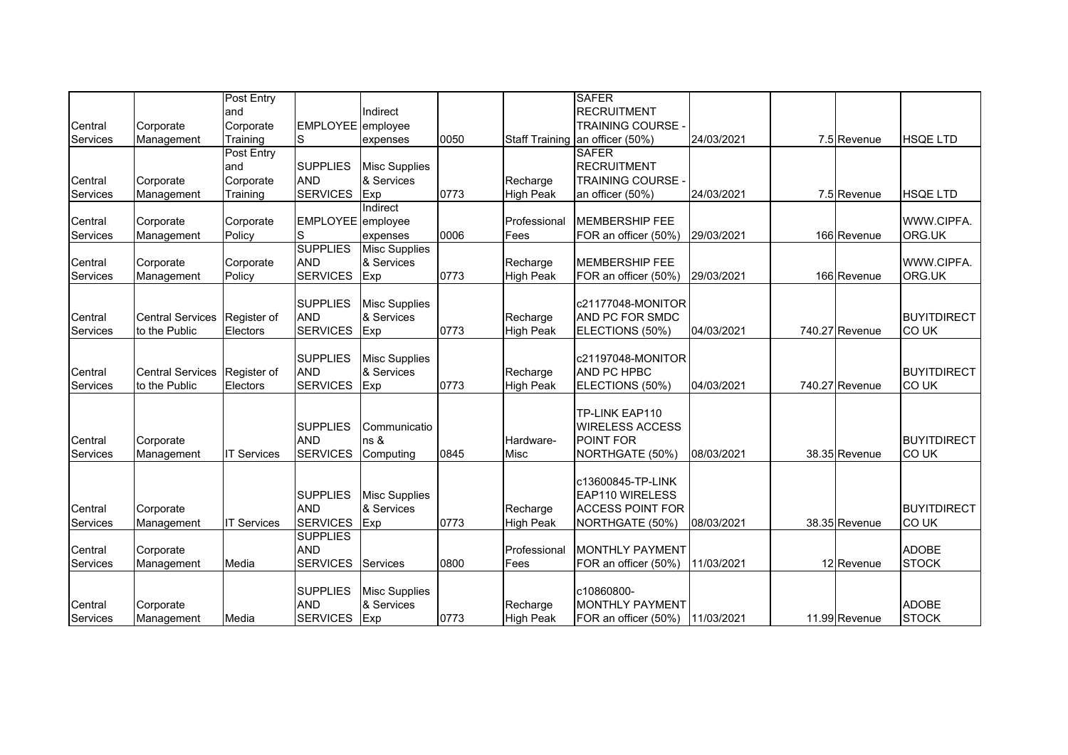| | | | | | | | | | | | |
|---|---|---|---|---|---|---|---|---|---|---|---|
| Central Services | Corporate Management | Post Entry and Corporate Training | EMPLOYEES | Indirect employee expenses | 0050 | Staff Training | SAFER RECRUITMENT TRAINING COURSE - an officer (50%) | 24/03/2021 | 7.5 | Revenue | HSQE LTD |
| Central Services | Corporate Management | Post Entry and Corporate Training | SUPPLIES AND SERVICES | Misc Supplies & Services Exp | 0773 | Recharge High Peak | SAFER RECRUITMENT TRAINING COURSE - an officer (50%) | 24/03/2021 | 7.5 | Revenue | HSQE LTD |
| Central Services | Corporate Management | Corporate Policy | EMPLOYEES | Indirect employee expenses | 0006 | Professional Fees | MEMBERSHIP FEE FOR an officer (50%) | 29/03/2021 | 166 | Revenue | WWW.CIPFA.ORG.UK |
| Central Services | Corporate Management | Corporate Policy | SUPPLIES AND SERVICES | Misc Supplies & Services Exp | 0773 | Recharge High Peak | MEMBERSHIP FEE FOR an officer (50%) | 29/03/2021 | 166 | Revenue | WWW.CIPFA.ORG.UK |
| Central Services | Central Services to the Public | Register of Electors | SUPPLIES AND SERVICES | Misc Supplies & Services Exp | 0773 | Recharge High Peak | c21177048-MONITOR AND PC FOR SMDC ELECTIONS (50%) | 04/03/2021 | 740.27 | Revenue | BUYITDIRECT CO UK |
| Central Services | Central Services to the Public | Register of Electors | SUPPLIES AND SERVICES | Misc Supplies & Services Exp | 0773 | Recharge High Peak | c21197048-MONITOR AND PC HPBC ELECTIONS (50%) | 04/03/2021 | 740.27 | Revenue | BUYITDIRECT CO UK |
| Central Services | Corporate Management | IT Services | SUPPLIES AND SERVICES | Communications & Computing | 0845 | Hardware-Misc | TP-LINK EAP110 WIRELESS ACCESS POINT FOR NORTHGATE (50%) | 08/03/2021 | 38.35 | Revenue | BUYITDIRECT CO UK |
| Central Services | Corporate Management | IT Services | SUPPLIES AND SERVICES | Misc Supplies & Services Exp | 0773 | Recharge High Peak | c13600845-TP-LINK EAP110 WIRELESS ACCESS POINT FOR NORTHGATE (50%) | 08/03/2021 | 38.35 | Revenue | BUYITDIRECT CO UK |
| Central Services | Corporate Management | Media | SUPPLIES AND SERVICES | Services | 0800 | Professional Fees | MONTHLY PAYMENT FOR an officer (50%) | 11/03/2021 | 12 | Revenue | ADOBE STOCK |
| Central Services | Corporate Management | Media | SUPPLIES AND SERVICES | Misc Supplies & Services Exp | 0773 | Recharge High Peak | c10860800-MONTHLY PAYMENT FOR an officer (50%) | 11/03/2021 | 11.99 | Revenue | ADOBE STOCK |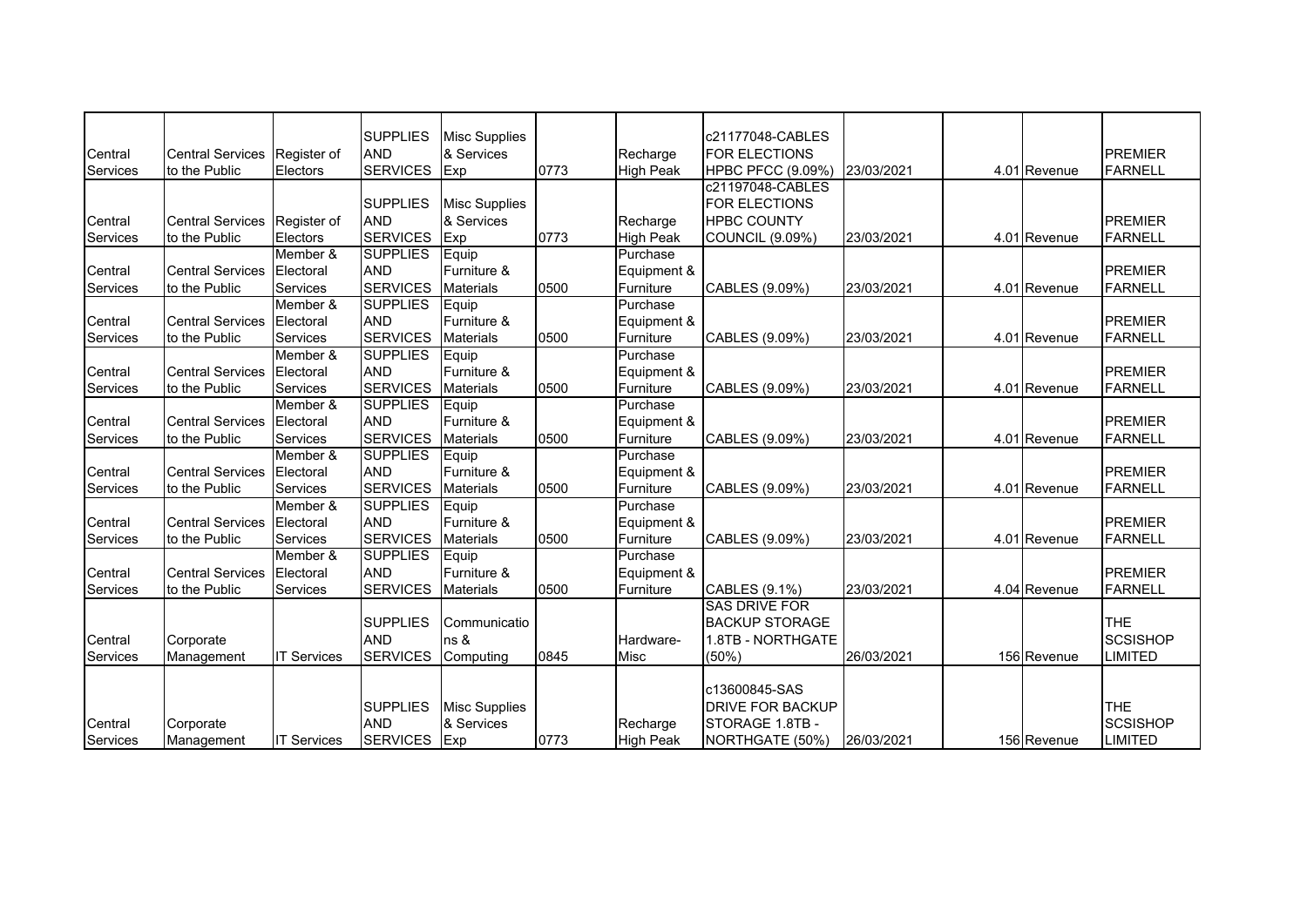| | | | | | | | | | | | |
|---|---|---|---|---|---|---|---|---|---|---|---|
| Central Services | Central Services to the Public | Register of Electors | SUPPLIES AND SERVICES | Misc Supplies & Services Exp | 0773 | Recharge High Peak | c21177048-CABLES FOR ELECTIONS HPBC PFCC (9.09%) | 23/03/2021 | 4.01 | Revenue | PREMIER FARNELL |
| Central Services | Central Services to the Public | Register of Electors | SUPPLIES AND SERVICES | Misc Supplies & Services Exp | 0773 | Recharge High Peak | c21197048-CABLES FOR ELECTIONS HPBC COUNTY COUNCIL (9.09%) | 23/03/2021 | 4.01 | Revenue | PREMIER FARNELL |
| Central Services | Central Services to the Public | Member & Electoral Services | SUPPLIES AND SERVICES | Equip Furniture & Materials | 0500 | Purchase Equipment & Furniture | CABLES (9.09%) | 23/03/2021 | 4.01 | Revenue | PREMIER FARNELL |
| Central Services | Central Services to the Public | Member & Electoral Services | SUPPLIES AND SERVICES | Equip Furniture & Materials | 0500 | Purchase Equipment & Furniture | CABLES (9.09%) | 23/03/2021 | 4.01 | Revenue | PREMIER FARNELL |
| Central Services | Central Services to the Public | Member & Electoral Services | SUPPLIES AND SERVICES | Equip Furniture & Materials | 0500 | Purchase Equipment & Furniture | CABLES (9.09%) | 23/03/2021 | 4.01 | Revenue | PREMIER FARNELL |
| Central Services | Central Services to the Public | Member & Electoral Services | SUPPLIES AND SERVICES | Equip Furniture & Materials | 0500 | Purchase Equipment & Furniture | CABLES (9.09%) | 23/03/2021 | 4.01 | Revenue | PREMIER FARNELL |
| Central Services | Central Services to the Public | Member & Electoral Services | SUPPLIES AND SERVICES | Equip Furniture & Materials | 0500 | Purchase Equipment & Furniture | CABLES (9.09%) | 23/03/2021 | 4.01 | Revenue | PREMIER FARNELL |
| Central Services | Central Services to the Public | Member & Electoral Services | SUPPLIES AND SERVICES | Equip Furniture & Materials | 0500 | Purchase Equipment & Furniture | CABLES (9.09%) | 23/03/2021 | 4.01 | Revenue | PREMIER FARNELL |
| Central Services | Central Services to the Public | Member & Electoral Services | SUPPLIES AND SERVICES | Equip Furniture & Materials | 0500 | Purchase Equipment & Furniture | CABLES (9.1%) | 23/03/2021 | 4.04 | Revenue | PREMIER FARNELL |
| Central Services | Corporate Management | IT Services | SUPPLIES AND SERVICES | Communications & Computing | 0845 | Hardware-Misc | SAS DRIVE FOR BACKUP STORAGE 1.8TB - NORTHGATE (50%) | 26/03/2021 | 156 | Revenue | THE SCSISHOP LIMITED |
| Central Services | Corporate Management | IT Services | SUPPLIES AND SERVICES | Misc Supplies & Services Exp | 0773 | Recharge High Peak | c13600845-SAS DRIVE FOR BACKUP STORAGE 1.8TB - NORTHGATE (50%) | 26/03/2021 | 156 | Revenue | THE SCSISHOP LIMITED |